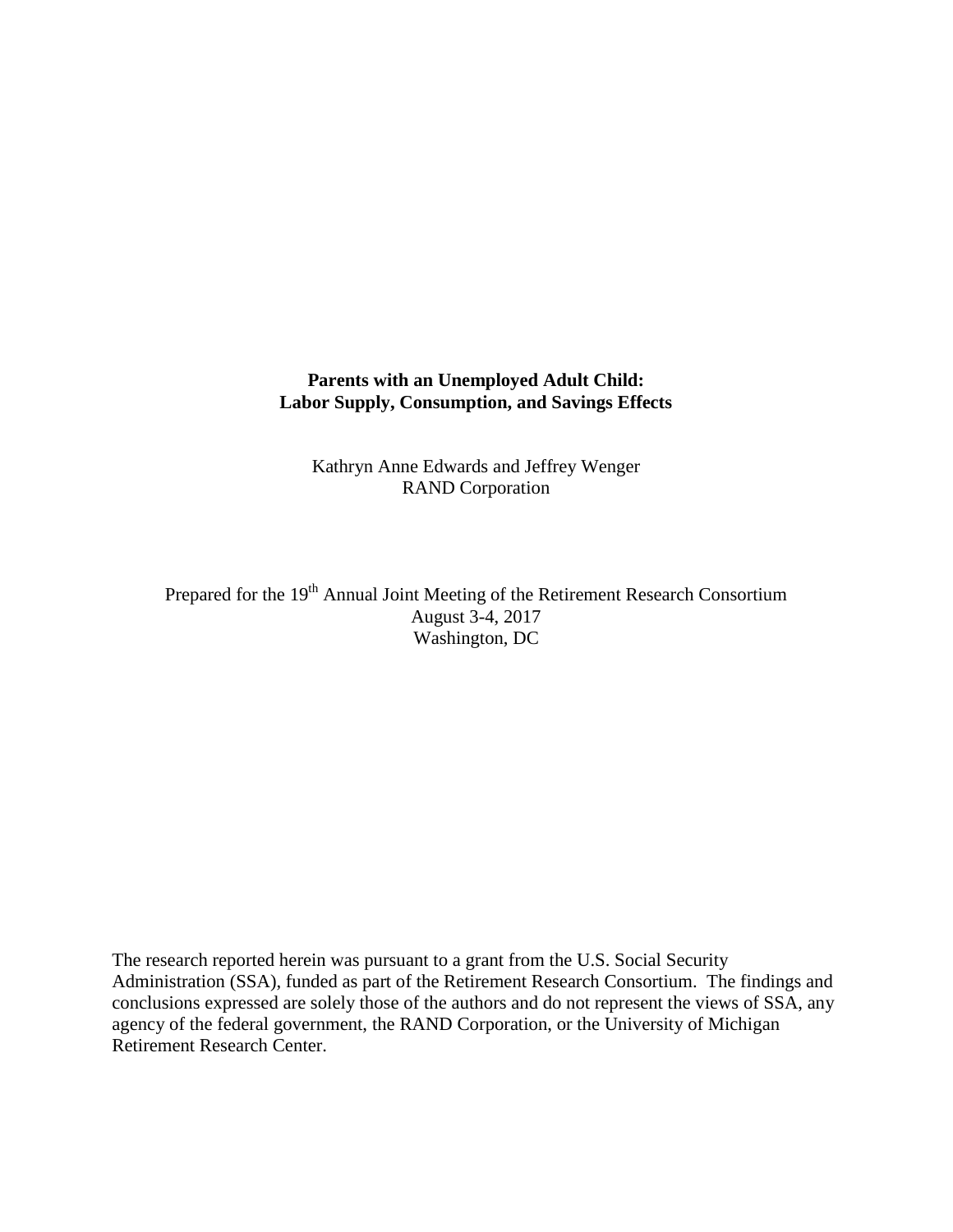**Parents with an Unemployed Adult Child:**
**Labor Supply, Consumption, and Savings Effects**

Kathryn Anne Edwards and Jeffrey Wenger
RAND Corporation

Prepared for the 19th Annual Joint Meeting of the Retirement Research Consortium
August 3-4, 2017
Washington, DC

The research reported herein was pursuant to a grant from the U.S. Social Security Administration (SSA), funded as part of the Retirement Research Consortium. The findings and conclusions expressed are solely those of the authors and do not represent the views of SSA, any agency of the federal government, the RAND Corporation, or the University of Michigan Retirement Research Center.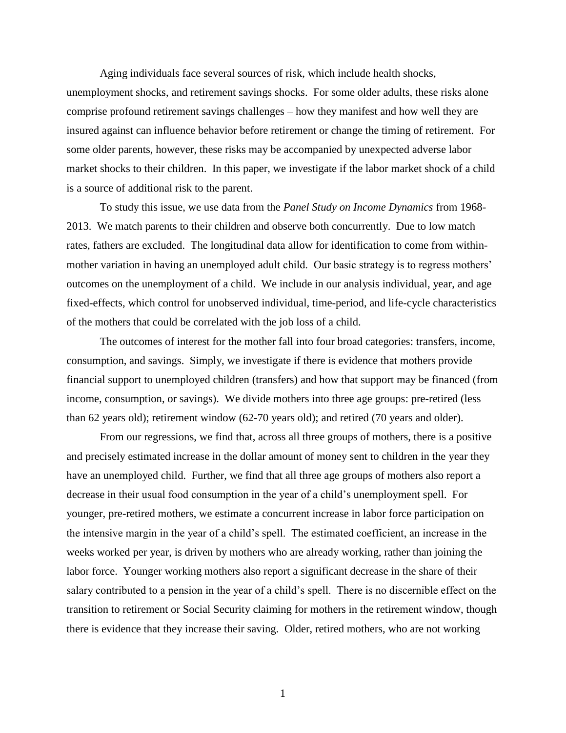Aging individuals face several sources of risk, which include health shocks, unemployment shocks, and retirement savings shocks. For some older adults, these risks alone comprise profound retirement savings challenges – how they manifest and how well they are insured against can influence behavior before retirement or change the timing of retirement. For some older parents, however, these risks may be accompanied by unexpected adverse labor market shocks to their children. In this paper, we investigate if the labor market shock of a child is a source of additional risk to the parent.

To study this issue, we use data from the *Panel Study on Income Dynamics* from 1968-2013. We match parents to their children and observe both concurrently. Due to low match rates, fathers are excluded. The longitudinal data allow for identification to come from within-mother variation in having an unemployed adult child. Our basic strategy is to regress mothers' outcomes on the unemployment of a child. We include in our analysis individual, year, and age fixed-effects, which control for unobserved individual, time-period, and life-cycle characteristics of the mothers that could be correlated with the job loss of a child.

The outcomes of interest for the mother fall into four broad categories: transfers, income, consumption, and savings. Simply, we investigate if there is evidence that mothers provide financial support to unemployed children (transfers) and how that support may be financed (from income, consumption, or savings). We divide mothers into three age groups: pre-retired (less than 62 years old); retirement window (62-70 years old); and retired (70 years and older).

From our regressions, we find that, across all three groups of mothers, there is a positive and precisely estimated increase in the dollar amount of money sent to children in the year they have an unemployed child. Further, we find that all three age groups of mothers also report a decrease in their usual food consumption in the year of a child's unemployment spell. For younger, pre-retired mothers, we estimate a concurrent increase in labor force participation on the intensive margin in the year of a child's spell. The estimated coefficient, an increase in the weeks worked per year, is driven by mothers who are already working, rather than joining the labor force. Younger working mothers also report a significant decrease in the share of their salary contributed to a pension in the year of a child's spell. There is no discernible effect on the transition to retirement or Social Security claiming for mothers in the retirement window, though there is evidence that they increase their saving. Older, retired mothers, who are not working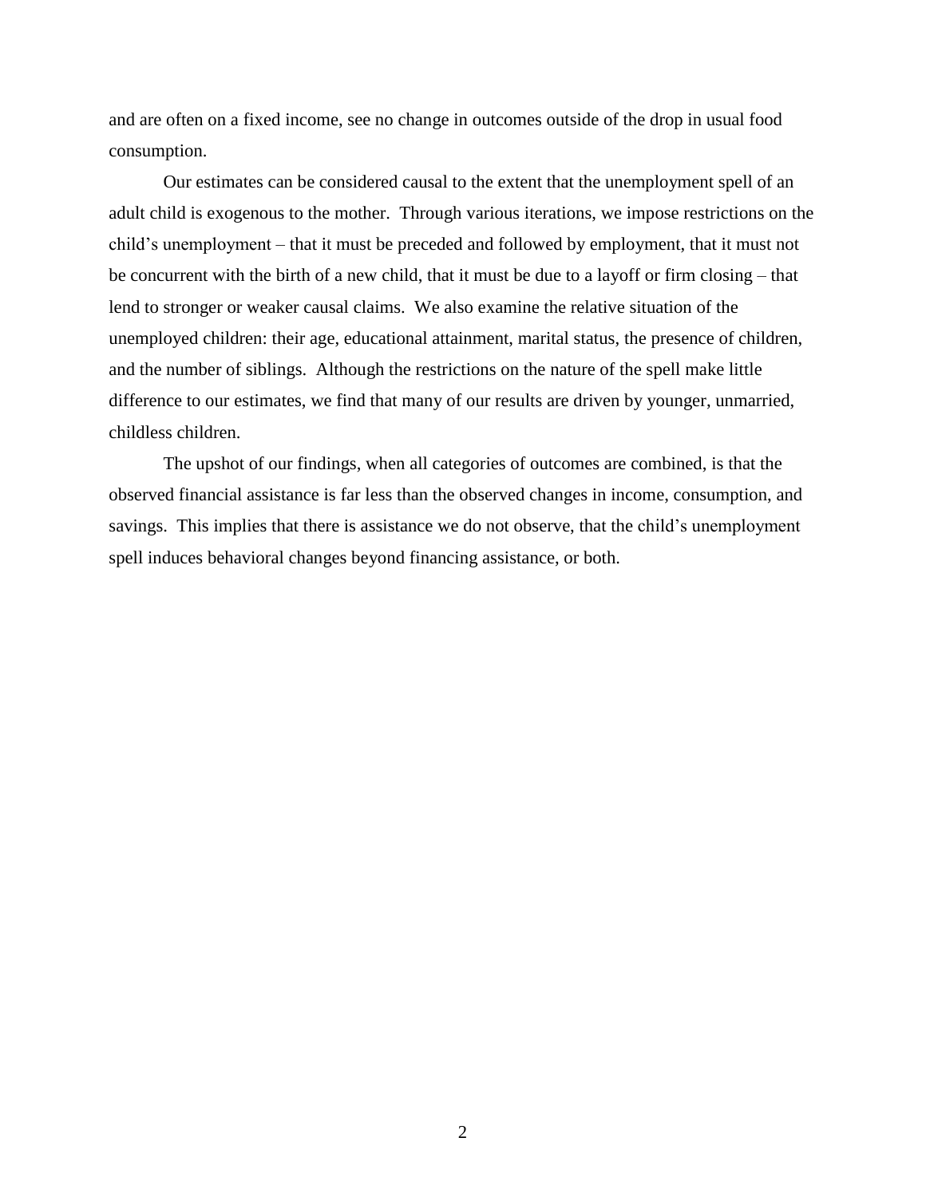and are often on a fixed income, see no change in outcomes outside of the drop in usual food consumption.

Our estimates can be considered causal to the extent that the unemployment spell of an adult child is exogenous to the mother. Through various iterations, we impose restrictions on the child's unemployment – that it must be preceded and followed by employment, that it must not be concurrent with the birth of a new child, that it must be due to a layoff or firm closing – that lend to stronger or weaker causal claims. We also examine the relative situation of the unemployed children: their age, educational attainment, marital status, the presence of children, and the number of siblings. Although the restrictions on the nature of the spell make little difference to our estimates, we find that many of our results are driven by younger, unmarried, childless children.

The upshot of our findings, when all categories of outcomes are combined, is that the observed financial assistance is far less than the observed changes in income, consumption, and savings. This implies that there is assistance we do not observe, that the child's unemployment spell induces behavioral changes beyond financing assistance, or both.